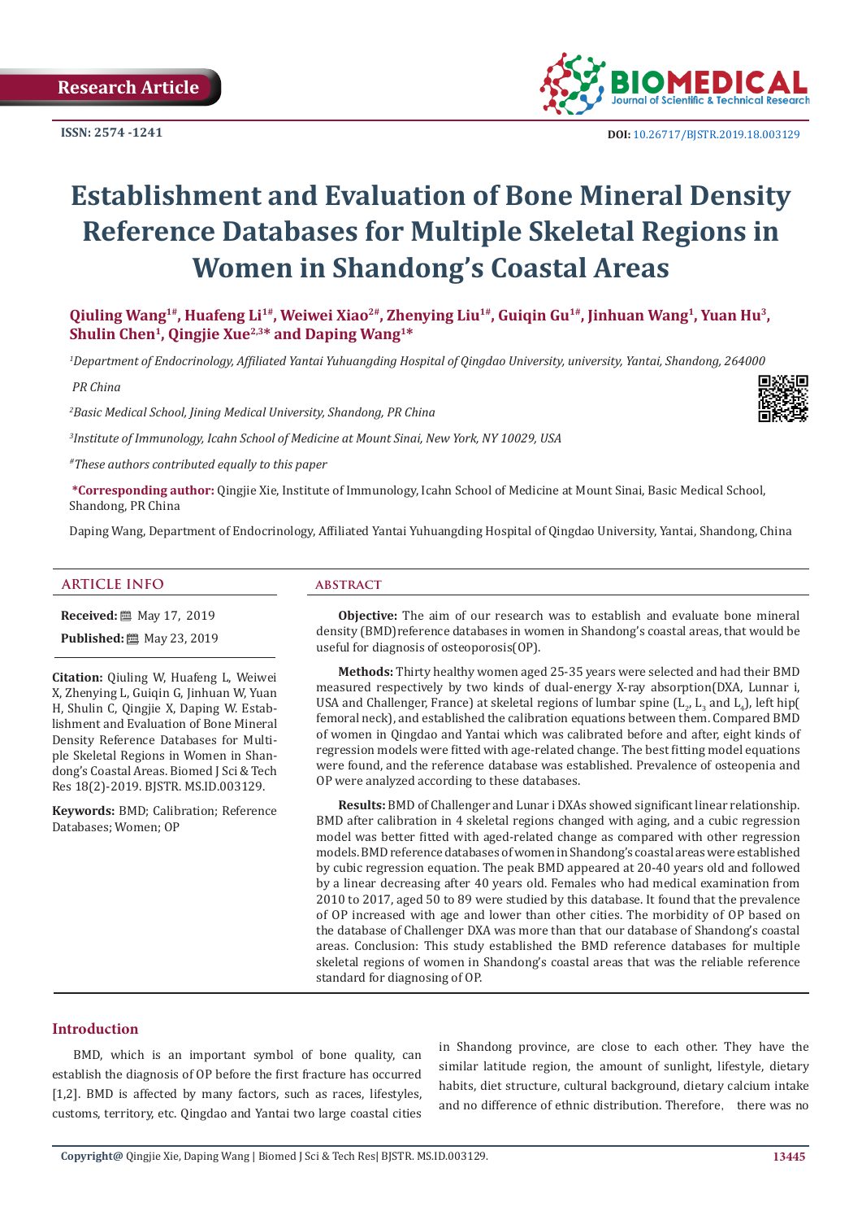Research Article

ISSN: 2574 -1241

DOI: 10.26717/BJSTR.2019.18.003129

# Establishment and Evaluation of Bone Mineral Density Reference Databases for Multiple Skeletal Regions in Women in Shandong's Coastal Areas

**Qiuling Wang[1#], Huafeng Li[1#], Weiwei Xiao[2#], Zhenying Liu[1#], Guiqin Gu[1#], Jinhuan Wang[1], Yuan Hu[3], Shulin Chen[1], Qingjie Xue[2,3]* and Daping Wang[1]***

*[1]Department of Endocrinology, Affiliated Yantai Yuhuangding Hospital of Qingdao University, university, Yantai, Shandong, 264000 PR China*

*[2]Basic Medical School, Jining Medical University, Shandong, PR China*

*[3]Institute of Immunology, Icahn School of Medicine at Mount Sinai, New York, NY 10029, USA*

*[#]These authors contributed equally to this paper*

**\*Corresponding author:** Qingjie Xie, Institute of Immunology, Icahn School of Medicine at Mount Sinai, Basic Medical School, Shandong, PR China

Daping Wang, Department of Endocrinology, Affiliated Yantai Yuhuangding Hospital of Qingdao University, Yantai, Shandong, China

## ARTICLE INFO

**Received:** May 17, 2019

**Published:** May 23, 2019

**Citation:** Qiuling W, Huafeng L, Weiwei X, Zhenying L, Guiqin G, Jinhuan W, Yuan H, Shulin C, Qingjie X, Daping W. Establishment and Evaluation of Bone Mineral Density Reference Databases for Multiple Skeletal Regions in Women in Shandong's Coastal Areas. Biomed J Sci & Tech Res 18(2)-2019. BJSTR. MS.ID.003129.

**Keywords:** BMD; Calibration; Reference Databases; Women; OP

## ABSTRACT

**Objective:** The aim of our research was to establish and evaluate bone mineral density (BMD)reference databases in women in Shandong's coastal areas, that would be useful for diagnosis of osteoporosis(OP).

**Methods:** Thirty healthy women aged 25-35 years were selected and had their BMD measured respectively by two kinds of dual-energy X-ray absorption(DXA, Lunnar i, USA and Challenger, France) at skeletal regions of lumbar spine ($L_2$, $L_3$ and $L_4$), left hip( femoral neck), and established the calibration equations between them. Compared BMD of women in Qingdao and Yantai which was calibrated before and after, eight kinds of regression models were fitted with age-related change. The best fitting model equations were found, and the reference database was established. Prevalence of osteopenia and OP were analyzed according to these databases.

**Results:** BMD of Challenger and Lunar i DXAs showed significant linear relationship. BMD after calibration in 4 skeletal regions changed with aging, and a cubic regression model was better fitted with aged-related change as compared with other regression models. BMD reference databases of women in Shandong's coastal areas were established by cubic regression equation. The peak BMD appeared at 20-40 years old and followed by a linear decreasing after 40 years old. Females who had medical examination from 2010 to 2017, aged 50 to 89 were studied by this database. It found that the prevalence of OP increased with age and lower than other cities. The morbidity of OP based on the database of Challenger DXA was more than that our database of Shandong's coastal areas. Conclusion: This study established the BMD reference databases for multiple skeletal regions of women in Shandong's coastal areas that was the reliable reference standard for diagnosing of OP.

## Introduction

BMD, which is an important symbol of bone quality, can establish the diagnosis of OP before the first fracture has occurred [1,2]. BMD is affected by many factors, such as races, lifestyles, customs, territory, etc. Qingdao and Yantai two large coastal cities in Shandong province, are close to each other. They have the similar latitude region, the amount of sunlight, lifestyle, dietary habits, diet structure, cultural background, dietary calcium intake and no difference of ethnic distribution. Therefore, there was no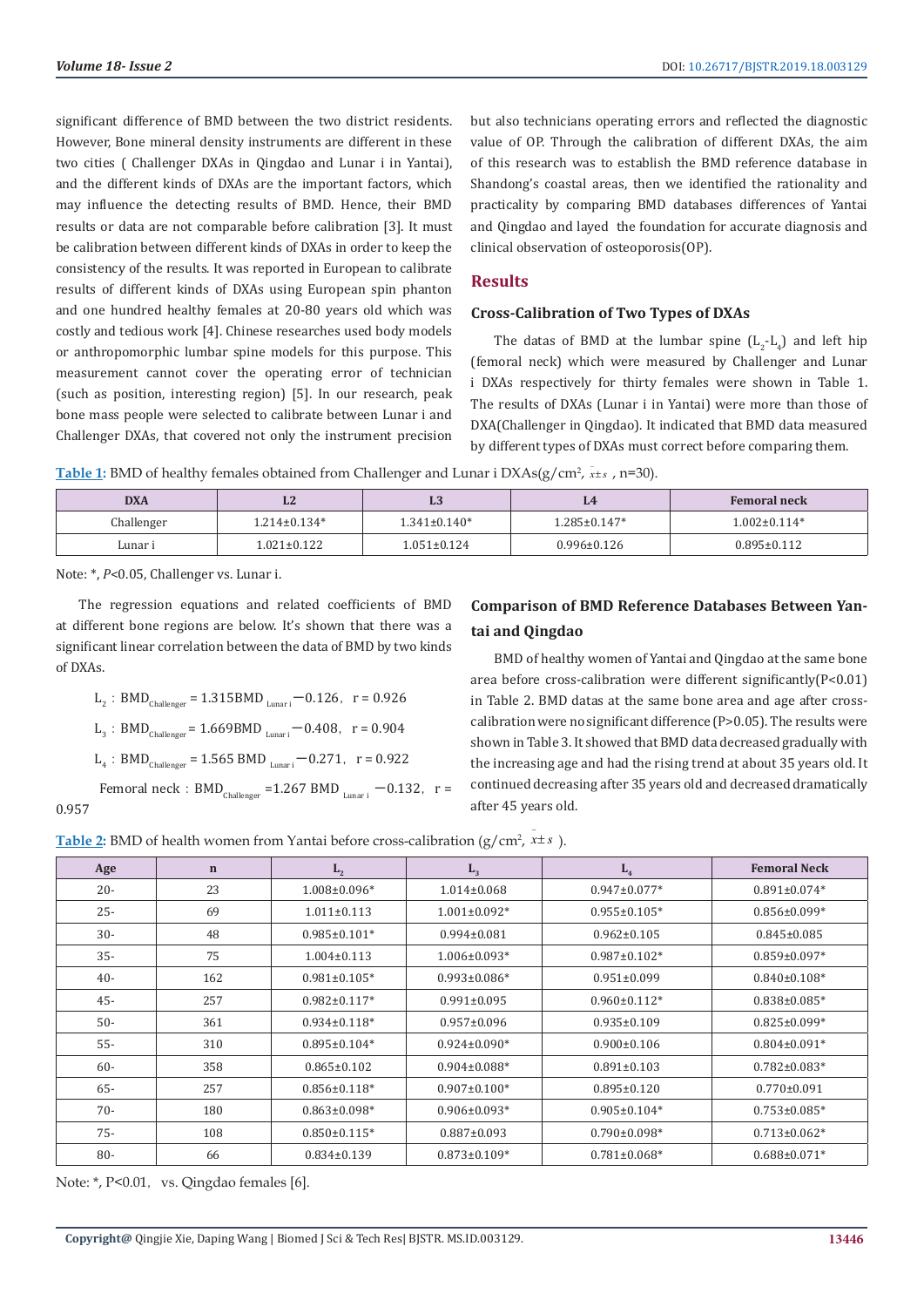significant difference of BMD between the two district residents. However, Bone mineral density instruments are different in these two cities ( Challenger DXAs in Qingdao and Lunar i in Yantai), and the different kinds of DXAs are the important factors, which may influence the detecting results of BMD. Hence, their BMD results or data are not comparable before calibration [3]. It must be calibration between different kinds of DXAs in order to keep the consistency of the results. It was reported in European to calibrate results of different kinds of DXAs using European spin phanton and one hundred healthy females at 20-80 years old which was costly and tedious work [4]. Chinese researches used body models or anthropomorphic lumbar spine models for this purpose. This measurement cannot cover the operating error of technician (such as position, interesting region) [5]. In our research, peak bone mass people were selected to calibrate between Lunar i and Challenger DXAs, that covered not only the instrument precision but also technicians operating errors and reflected the diagnostic value of OP. Through the calibration of different DXAs, the aim of this research was to establish the BMD reference database in Shandong's coastal areas, then we identified the rationality and practicality by comparing BMD databases differences of Yantai and Qingdao and layed the foundation for accurate diagnosis and clinical observation of osteoporosis(OP).

## Results

### Cross-Calibration of Two Types of DXAs

The datas of BMD at the lumbar spine ($L_2$-$L_4$) and left hip (femoral neck) which were measured by Challenger and Lunar i DXAs respectively for thirty females were shown in Table 1. The results of DXAs (Lunar i in Yantai) were more than those of DXA(Challenger in Qingdao). It indicated that BMD data measured by different types of DXAs must correct before comparing them.

Table 1: BMD of healthy females obtained from Challenger and Lunar i DXAs(g/cm$^2$, $\bar{x}\pm s$ , n=30).

| DXA | L2 | L3 | L4 | Femoral neck |
|---|---|---|---|---|
| Challenger | 1.214±0.134* | 1.341±0.140* | 1.285±0.147* | 1.002±0.114* |
| Lunar i | 1.021±0.122 | 1.051±0.124 | 0.996±0.126 | 0.895±0.112 |

Note: *, $P$<0.05, Challenger vs. Lunar i.

The regression equations and related coefficients of BMD at different bone regions are below. It's shown that there was a significant linear correlation between the data of BMD by two kinds of DXAs.

$L_2$ : $BMD_{Challenger} = 1.315BMD_{Lunar\ i} - 0.126$, r = 0.926

$L_3$ : $BMD_{Challenger} = 1.669BMD_{Lunar\ i} - 0.408$, r = 0.904

$L_4$ : $BMD_{Challenger} = 1.565\ BMD_{Lunar\ i} - 0.271$, r = 0.922

Femoral neck : $BMD_{Challenger} = 1.267\ BMD_{Lunar\ i} - 0.132$, r = 0.957

### Comparison of BMD Reference Databases Between Yantai and Qingdao

BMD of healthy women of Yantai and Qingdao at the same bone area before cross-calibration were different significantly(P<0.01) in Table 2. BMD datas at the same bone area and age after cross-calibration were no significant difference (P>0.05). The results were shown in Table 3. It showed that BMD data decreased gradually with the increasing age and had the rising trend at about 35 years old. It continued decreasing after 35 years old and decreased dramatically after 45 years old.

Table 2: BMD of health women from Yantai before cross-calibration (g/cm$^2$, $\bar{x}\pm s$ ).

| Age | n | $L_2$ | $L_3$ | $L_4$ | Femoral Neck |
|---|---|---|---|---|---|
| 20- | 23 | 1.008±0.096* | 1.014±0.068 | 0.947±0.077* | 0.891±0.074* |
| 25- | 69 | 1.011±0.113 | 1.001±0.092* | 0.955±0.105* | 0.856±0.099* |
| 30- | 48 | 0.985±0.101* | 0.994±0.081 | 0.962±0.105 | 0.845±0.085 |
| 35- | 75 | 1.004±0.113 | 1.006±0.093* | 0.987±0.102* | 0.859±0.097* |
| 40- | 162 | 0.981±0.105* | 0.993±0.086* | 0.951±0.099 | 0.840±0.108* |
| 45- | 257 | 0.982±0.117* | 0.991±0.095 | 0.960±0.112* | 0.838±0.085* |
| 50- | 361 | 0.934±0.118* | 0.957±0.096 | 0.935±0.109 | 0.825±0.099* |
| 55- | 310 | 0.895±0.104* | 0.924±0.090* | 0.900±0.106 | 0.804±0.091* |
| 60- | 358 | 0.865±0.102 | 0.904±0.088* | 0.891±0.103 | 0.782±0.083* |
| 65- | 257 | 0.856±0.118* | 0.907±0.100* | 0.895±0.120 | 0.770±0.091 |
| 70- | 180 | 0.863±0.098* | 0.906±0.093* | 0.905±0.104* | 0.753±0.085* |
| 75- | 108 | 0.850±0.115* | 0.887±0.093 | 0.790±0.098* | 0.713±0.062* |
| 80- | 66 | 0.834±0.139 | 0.873±0.109* | 0.781±0.068* | 0.688±0.071* |

Note: *, P<0.01, vs. Qingdao females [6].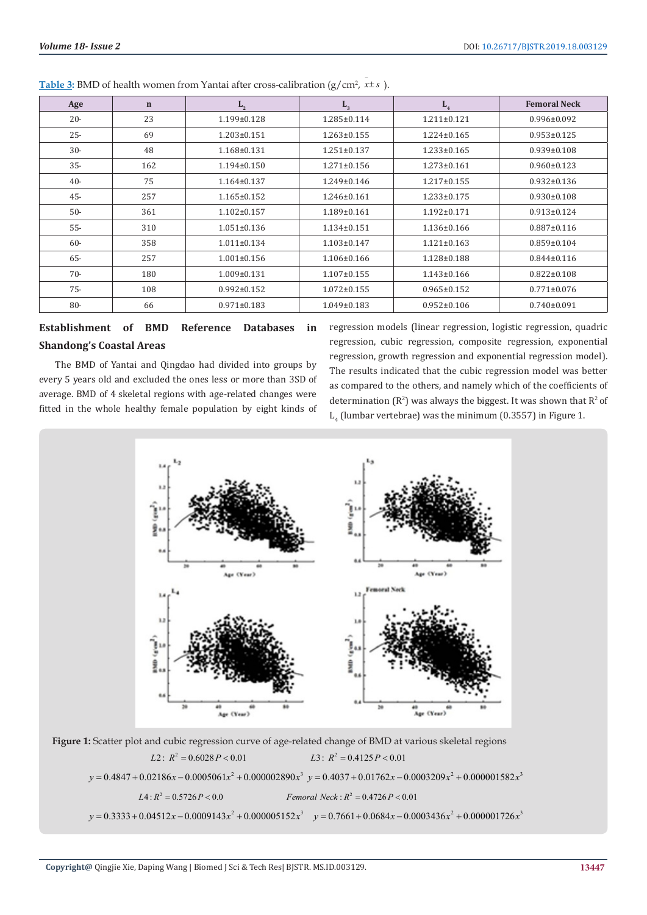**Table 3:** BMD of health women from Yantai after cross-calibration (g/cm², $\bar{x} \pm s$ ).

| Age | n | $L_2$ | $L_3$ | $L_4$ | Femoral Neck |
|---|---|---|---|---|---|
| 20- | 23 | 1.199±0.128 | 1.285±0.114 | 1.211±0.121 | 0.996±0.092 |
| 25- | 69 | 1.203±0.151 | 1.263±0.155 | 1.224±0.165 | 0.953±0.125 |
| 30- | 48 | 1.168±0.131 | 1.251±0.137 | 1.233±0.165 | 0.939±0.108 |
| 35- | 162 | 1.194±0.150 | 1.271±0.156 | 1.273±0.161 | 0.960±0.123 |
| 40- | 75 | 1.164±0.137 | 1.249±0.146 | 1.217±0.155 | 0.932±0.136 |
| 45- | 257 | 1.165±0.152 | 1.246±0.161 | 1.233±0.175 | 0.930±0.108 |
| 50- | 361 | 1.102±0.157 | 1.189±0.161 | 1.192±0.171 | 0.913±0.124 |
| 55- | 310 | 1.051±0.136 | 1.134±0.151 | 1.136±0.166 | 0.887±0.116 |
| 60- | 358 | 1.011±0.134 | 1.103±0.147 | 1.121±0.163 | 0.859±0.104 |
| 65- | 257 | 1.001±0.156 | 1.106±0.166 | 1.128±0.188 | 0.844±0.116 |
| 70- | 180 | 1.009±0.131 | 1.107±0.155 | 1.143±0.166 | 0.822±0.108 |
| 75- | 108 | 0.992±0.152 | 1.072±0.155 | 0.965±0.152 | 0.771±0.076 |
| 80- | 66 | 0.971±0.183 | 1.049±0.183 | 0.952±0.106 | 0.740±0.091 |

## Establishment of BMD Reference Databases in Shandong's Coastal Areas

The BMD of Yantai and Qingdao had divided into groups by every 5 years old and excluded the ones less or more than 3SD of average. BMD of 4 skeletal regions with age-related changes were fitted in the whole healthy female population by eight kinds of regression models (linear regression, logistic regression, quadric regression, cubic regression, composite regression, exponential regression, growth regression and exponential regression model). The results indicated that the cubic regression model was better as compared to the others, and namely which of the coefficients of determination ($R^2$) was always the biggest. It was shown that $R^2$ of $L_4$ (lumbar vertebrae) was the minimum (0.3557) in Figure 1.

**Figure 1:** Scatter plot and cubic regression curve of age-related change of BMD at various skeletal regions

$L2$: $R^2 = 0.6028\ P < 0.01$

$$y = 0.4847 + 0.02186x - 0.0005061x^2 + 0.000002890x^3$$

$L3$: $R^2 = 0.4125\ P < 0.01$

$$y = 0.4037 + 0.01762x - 0.0003209x^2 + 0.000001582x^3$$

$L4$: $R^2 = 0.5726\ P < 0.0$

$$y = 0.3333 + 0.04512x - 0.0009143x^2 + 0.000005152x^3$$

$Femoral\ Neck$: $R^2 = 0.4726\ P < 0.01$

$$y = 0.7661 + 0.0684x - 0.0003436x^2 + 0.000001726x^3$$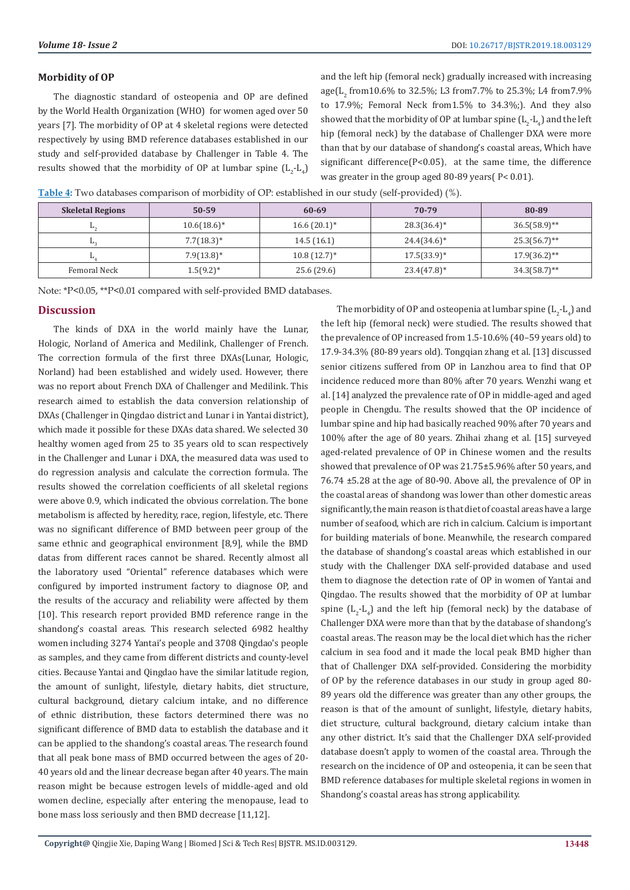## Morbidity of OP

The diagnostic standard of osteopenia and OP are defined by the World Health Organization (WHO) for women aged over 50 years [7]. The morbidity of OP at 4 skeletal regions were detected respectively by using BMD reference databases established in our study and self-provided database by Challenger in Table 4. The results showed that the morbidity of OP at lumbar spine ($L_2$-$L_4$) and the left hip (femoral neck) gradually increased with increasing age($L_2$ from10.6% to 32.5%; L3 from7.7% to 25.3%; L4 from7.9% to 17.9%; Femoral Neck from1.5% to 34.3%;). And they also showed that the morbidity of OP at lumbar spine ($L_2$-$L_4$) and the left hip (femoral neck) by the database of Challenger DXA were more than that by our database of shandong's coastal areas, Which have significant difference(P<0.05), at the same time, the difference was greater in the group aged 80-89 years( P< 0.01).

**Table 4:** Two databases comparison of morbidity of OP: established in our study (self-provided) (%).

| Skeletal Regions | 50-59 | 60-69 | 70-79 | 80-89 |
|---|---|---|---|---|
| $L_2$ | 10.6(18.6)* | 16.6 (20.1)* | 28.3(36.4)* | 36.5(58.9)** |
| $L_3$ | 7.7(18.3)* | 14.5 (16.1) | 24.4(34.6)* | 25.3(56.7)** |
| $L_4$ | 7.9(13.8)* | 10.8 (12.7)* | 17.5(33.9)* | 17.9(36.2)** |
| Femoral Neck | 1.5(9.2)* | 25.6 (29.6) | 23.4(47.8)* | 34.3(58.7)** |

Note: *P<0.05, **P<0.01 compared with self-provided BMD databases.

## Discussion

The kinds of DXA in the world mainly have the Lunar, Hologic, Norland of America and Medilink, Challenger of French. The correction formula of the first three DXAs(Lunar, Hologic, Norland) had been established and widely used. However, there was no report about French DXA of Challenger and Medilink. This research aimed to establish the data conversion relationship of DXAs (Challenger in Qingdao district and Lunar i in Yantai district), which made it possible for these DXAs data shared. We selected 30 healthy women aged from 25 to 35 years old to scan respectively in the Challenger and Lunar i DXA, the measured data was used to do regression analysis and calculate the correction formula. The results showed the correlation coefficients of all skeletal regions were above 0.9, which indicated the obvious correlation. The bone metabolism is affected by heredity, race, region, lifestyle, etc. There was no significant difference of BMD between peer group of the same ethnic and geographical environment [8,9], while the BMD datas from different races cannot be shared. Recently almost all the laboratory used "Oriental" reference databases which were configured by imported instrument factory to diagnose OP, and the results of the accuracy and reliability were affected by them [10]. This research report provided BMD reference range in the shandong's coastal areas. This research selected 6982 healthy women including 3274 Yantai's people and 3708 Qingdao's people as samples, and they came from different districts and county-level cities. Because Yantai and Qingdao have the similar latitude region, the amount of sunlight, lifestyle, dietary habits, diet structure, cultural background, dietary calcium intake, and no difference of ethnic distribution, these factors determined there was no significant difference of BMD data to establish the database and it can be applied to the shandong's coastal areas. The research found that all peak bone mass of BMD occurred between the ages of 20-40 years old and the linear decrease began after 40 years. The main reason might be because estrogen levels of middle-aged and old women decline, especially after entering the menopause, lead to bone mass loss seriously and then BMD decrease [11,12].

The morbidity of OP and osteopenia at lumbar spine ($L_2$-$L_4$) and the left hip (femoral neck) were studied. The results showed that the prevalence of OP increased from 1.5-10.6% (40–59 years old) to 17.9-34.3% (80-89 years old). Tongqian zhang et al. [13] discussed senior citizens suffered from OP in Lanzhou area to find that OP incidence reduced more than 80% after 70 years. Wenzhi wang et al. [14] analyzed the prevalence rate of OP in middle-aged and aged people in Chengdu. The results showed that the OP incidence of lumbar spine and hip had basically reached 90% after 70 years and 100% after the age of 80 years. Zhihai zhang et al. [15] surveyed aged-related prevalence of OP in Chinese women and the results showed that prevalence of OP was 21.75±5.96% after 50 years, and 76.74 ±5.28 at the age of 80-90. Above all, the prevalence of OP in the coastal areas of shandong was lower than other domestic areas significantly, the main reason is that diet of coastal areas have a large number of seafood, which are rich in calcium. Calcium is important for building materials of bone. Meanwhile, the research compared the database of shandong's coastal areas which established in our study with the Challenger DXA self-provided database and used them to diagnose the detection rate of OP in women of Yantai and Qingdao. The results showed that the morbidity of OP at lumbar spine ($L_2$-$L_4$) and the left hip (femoral neck) by the database of Challenger DXA were more than that by the database of shandong's coastal areas. The reason may be the local diet which has the richer calcium in sea food and it made the local peak BMD higher than that of Challenger DXA self-provided. Considering the morbidity of OP by the reference databases in our study in group aged 80-89 years old the difference was greater than any other groups, the reason is that of the amount of sunlight, lifestyle, dietary habits, diet structure, cultural background, dietary calcium intake than any other district. It's said that the Challenger DXA self-provided database doesn't apply to women of the coastal area. Through the research on the incidence of OP and osteopenia, it can be seen that BMD reference databases for multiple skeletal regions in women in Shandong's coastal areas has strong applicability.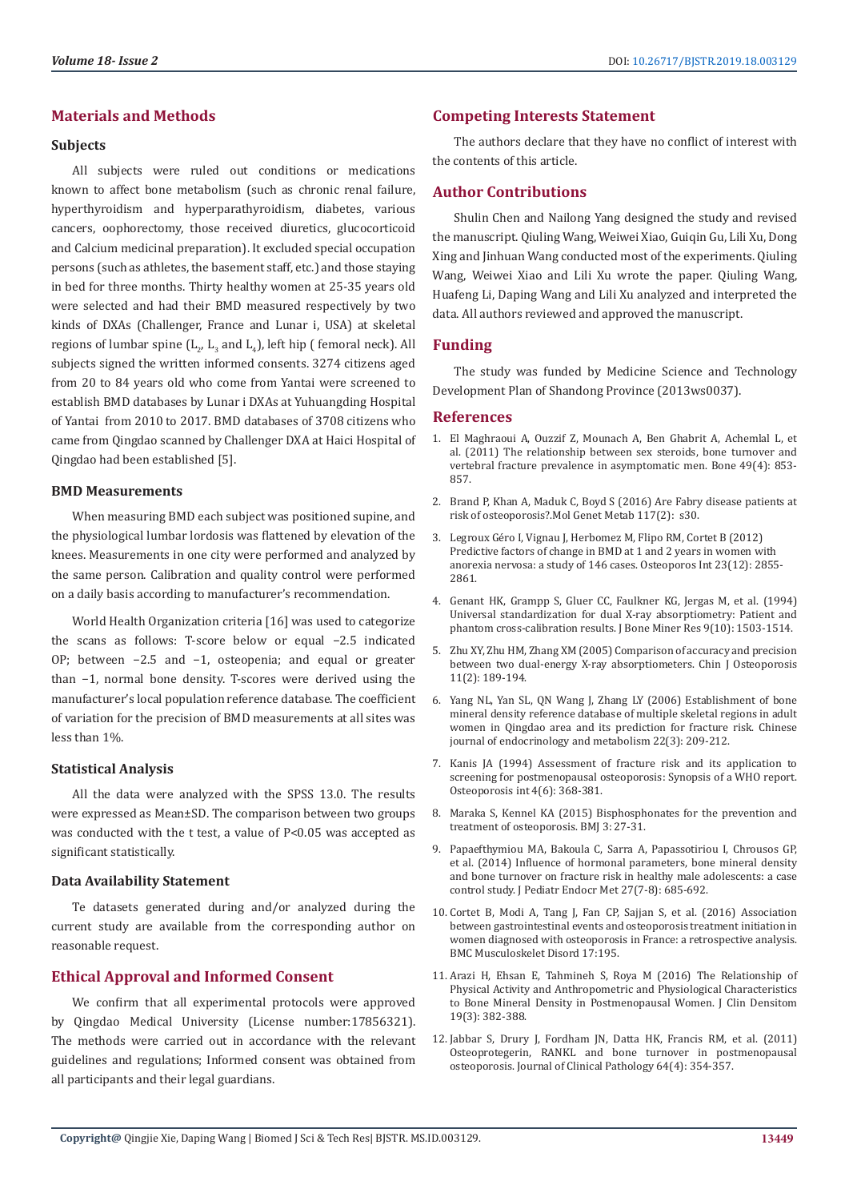## Materials and Methods

### Subjects

All subjects were ruled out conditions or medications known to affect bone metabolism (such as chronic renal failure, hyperthyroidism and hyperparathyroidism, diabetes, various cancers, oophorectomy, those received diuretics, glucocorticoid and Calcium medicinal preparation). It excluded special occupation persons (such as athletes, the basement staff, etc.) and those staying in bed for three months. Thirty healthy women at 25-35 years old were selected and had their BMD measured respectively by two kinds of DXAs (Challenger, France and Lunar i, USA) at skeletal regions of lumbar spine ($L_2$, $L_3$ and $L_4$), left hip ( femoral neck). All subjects signed the written informed consents. 3274 citizens aged from 20 to 84 years old who come from Yantai were screened to establish BMD databases by Lunar i DXAs at Yuhuangding Hospital of Yantai from 2010 to 2017. BMD databases of 3708 citizens who came from Qingdao scanned by Challenger DXA at Haici Hospital of Qingdao had been established [5].

### BMD Measurements

When measuring BMD each subject was positioned supine, and the physiological lumbar lordosis was flattened by elevation of the knees. Measurements in one city were performed and analyzed by the same person. Calibration and quality control were performed on a daily basis according to manufacturer's recommendation.

World Health Organization criteria [16] was used to categorize the scans as follows: T-score below or equal −2.5 indicated OP; between −2.5 and −1, osteopenia; and equal or greater than −1, normal bone density. T-scores were derived using the manufacturer's local population reference database. The coefficient of variation for the precision of BMD measurements at all sites was less than 1%.

### Statistical Analysis

All the data were analyzed with the SPSS 13.0. The results were expressed as Mean±SD. The comparison between two groups was conducted with the t test, a value of P<0.05 was accepted as significant statistically.

### Data Availability Statement

Te datasets generated during and/or analyzed during the current study are available from the corresponding author on reasonable request.

## Ethical Approval and Informed Consent

We confirm that all experimental protocols were approved by Qingdao Medical University (License number:17856321). The methods were carried out in accordance with the relevant guidelines and regulations; Informed consent was obtained from all participants and their legal guardians.

## Competing Interests Statement

The authors declare that they have no conflict of interest with the contents of this article.

## Author Contributions

Shulin Chen and Nailong Yang designed the study and revised the manuscript. Qiuling Wang, Weiwei Xiao, Guiqin Gu, Lili Xu, Dong Xing and Jinhuan Wang conducted most of the experiments. Qiuling Wang, Weiwei Xiao and Lili Xu wrote the paper. Qiuling Wang, Huafeng Li, Daping Wang and Lili Xu analyzed and interpreted the data. All authors reviewed and approved the manuscript.

## Funding

The study was funded by Medicine Science and Technology Development Plan of Shandong Province (2013ws0037).

## References

1. El Maghraoui A, Ouzzif Z, Mounach A, Ben Ghabrit A, Achemlal L, et al. (2011) The relationship between sex steroids, bone turnover and vertebral fracture prevalence in asymptomatic men. Bone 49(4): 853-857.
2. Brand P, Khan A, Maduk C, Boyd S (2016) Are Fabry disease patients at risk of osteoporosis?.Mol Genet Metab 117(2): s30.
3. Legroux Géro I, Vignau J, Herbomez M, Flipo RM, Cortet B (2012) Predictive factors of change in BMD at 1 and 2 years in women with anorexia nervosa: a study of 146 cases. Osteoporos Int 23(12): 2855-2861.
4. Genant HK, Grampp S, Gluer CC, Faulkner KG, Jergas M, et al. (1994) Universal standardization for dual X-ray absorptiometry: Patient and phantom cross-calibration results. J Bone Miner Res 9(10): 1503-1514.
5. Zhu XY, Zhu HM, Zhang XM (2005) Comparison of accuracy and precision between two dual-energy X-ray absorptiometers. Chin J Osteoporosis 11(2): 189-194.
6. Yang NL, Yan SL, QN Wang J, Zhang LY (2006) Establishment of bone mineral density reference database of multiple skeletal regions in adult women in Qingdao area and its prediction for fracture risk. Chinese journal of endocrinology and metabolism 22(3): 209-212.
7. Kanis JA (1994) Assessment of fracture risk and its application to screening for postmenopausal osteoporosis: Synopsis of a WHO report. Osteoporosis int 4(6): 368-381.
8. Maraka S, Kennel KA (2015) Bisphosphonates for the prevention and treatment of osteoporosis. BMJ 3: 27-31.
9. Papaefthymiou MA, Bakoula C, Sarra A, Papassotiriou I, Chrousos GP, et al. (2014) Influence of hormonal parameters, bone mineral density and bone turnover on fracture risk in healthy male adolescents: a case control study. J Pediatr Endocr Met 27(7-8): 685-692.
10. Cortet B, Modi A, Tang J, Fan CP, Sajjan S, et al. (2016) Association between gastrointestinal events and osteoporosis treatment initiation in women diagnosed with osteoporosis in France: a retrospective analysis. BMC Musculoskelet Disord 17:195.
11. Arazi H, Ehsan E, Tahmineh S, Roya M (2016) The Relationship of Physical Activity and Anthropometric and Physiological Characteristics to Bone Mineral Density in Postmenopausal Women. J Clin Densitom 19(3): 382-388.
12. Jabbar S, Drury J, Fordham JN, Datta HK, Francis RM, et al. (2011) Osteoprotegerin, RANKL and bone turnover in postmenopausal osteoporosis. Journal of Clinical Pathology 64(4): 354-357.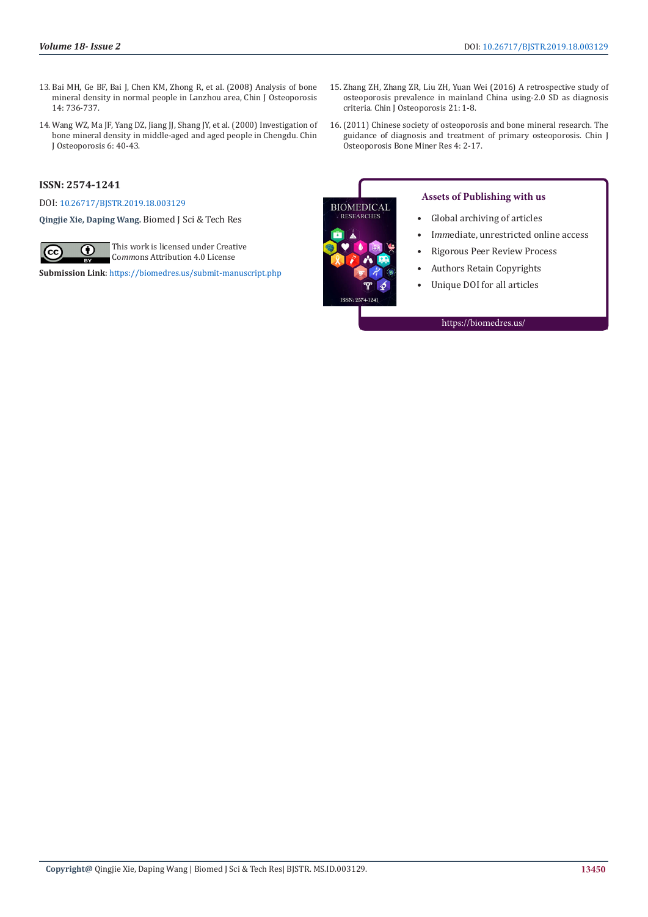13. Bai MH, Ge BF, Bai J, Chen KM, Zhong R, et al. (2008) Analysis of bone mineral density in normal people in Lanzhou area, Chin J Osteoporosis 14: 736-737.
14. Wang WZ, Ma JF, Yang DZ, Jiang JJ, Shang JY, et al. (2000) Investigation of bone mineral density in middle-aged and aged people in Chengdu. Chin J Osteoporosis 6: 40-43.
15. Zhang ZH, Zhang ZR, Liu ZH, Yuan Wei (2016) A retrospective study of osteoporosis prevalence in mainland China using-2.0 SD as diagnosis criteria. Chin J Osteoporosis 21: 1-8.
16. (2011) Chinese society of osteoporosis and bone mineral research. The guidance of diagnosis and treatment of primary osteoporosis. Chin J Osteoporosis Bone Miner Res 4: 2-17.

**ISSN: 2574-1241**

DOI: 10.26717/BJSTR.2019.18.003129

**Qingjie Xie, Daping Wang.** Biomed J Sci & Tech Res

This work is licensed under Creative Commons Attribution 4.0 License

**Submission Link**: https://biomedres.us/submit-manuscript.php

**Assets of Publishing with us**

- Global archiving of articles
- Immediate, unrestricted online access
- Rigorous Peer Review Process
- Authors Retain Copyrights
- Unique DOI for all articles

https://biomedres.us/